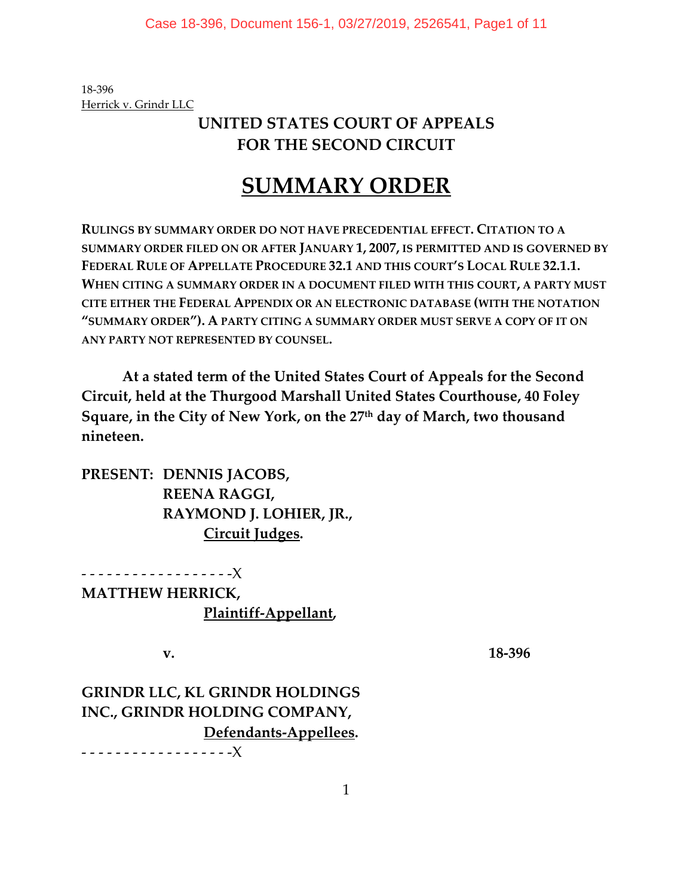18-396
Herrick v. Grindr LLC

# UNITED STATES COURT OF APPEALS FOR THE SECOND CIRCUIT

# SUMMARY ORDER

**RULINGS BY SUMMARY ORDER DO NOT HAVE PRECEDENTIAL EFFECT. CITATION TO A SUMMARY ORDER FILED ON OR AFTER JANUARY 1, 2007, IS PERMITTED AND IS GOVERNED BY FEDERAL RULE OF APPELLATE PROCEDURE 32.1 AND THIS COURT'S LOCAL RULE 32.1.1. WHEN CITING A SUMMARY ORDER IN A DOCUMENT FILED WITH THIS COURT, A PARTY MUST CITE EITHER THE FEDERAL APPENDIX OR AN ELECTRONIC DATABASE (WITH THE NOTATION "SUMMARY ORDER"). A PARTY CITING A SUMMARY ORDER MUST SERVE A COPY OF IT ON ANY PARTY NOT REPRESENTED BY COUNSEL.**

**At a stated term of the United States Court of Appeals for the Second Circuit, held at the Thurgood Marshall United States Courthouse, 40 Foley Square, in the City of New York, on the 27th day of March, two thousand nineteen.**

**PRESENT: DENNIS JACOBS,**
**REENA RAGGI,**
**RAYMOND J. LOHIER, JR.,**
**Circuit Judges.**

- - - - - - - - - - - - - - - - - -X

**MATTHEW HERRICK,**
**Plaintiff-Appellant,**

**v.** **18-396**

**GRINDR LLC, KL GRINDR HOLDINGS INC., GRINDR HOLDING COMPANY,**
**Defendants-Appellees.**

- - - - - - - - - - - - - - - - - -X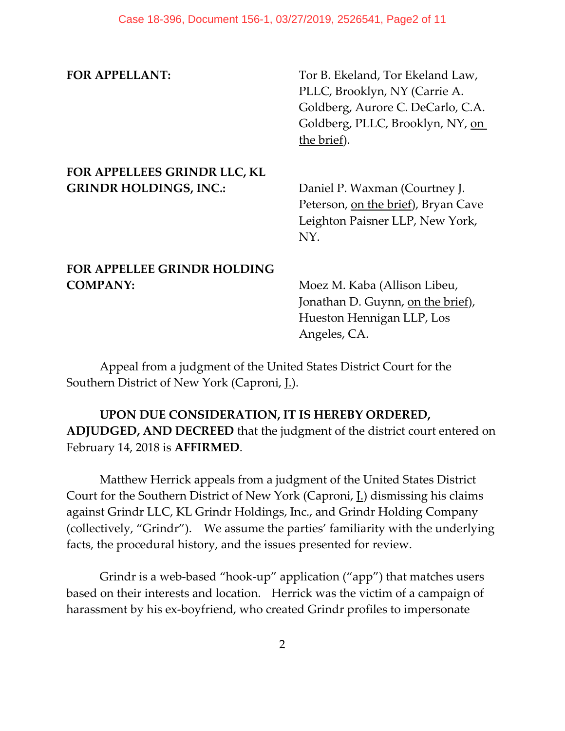**FOR APPELLANT:** Tor B. Ekeland, Tor Ekeland Law, PLLC, Brooklyn, NY (Carrie A. Goldberg, Aurore C. DeCarlo, C.A. Goldberg, PLLC, Brooklyn, NY, on the brief).

**FOR APPELLEES GRINDR LLC, KL GRINDR HOLDINGS, INC.:** Daniel P. Waxman (Courtney J. Peterson, on the brief), Bryan Cave Leighton Paisner LLP, New York, NY.

**FOR APPELLEE GRINDR HOLDING COMPANY:** Moez M. Kaba (Allison Libeu, Jonathan D. Guynn, on the brief), Hueston Hennigan LLP, Los Angeles, CA.

Appeal from a judgment of the United States District Court for the Southern District of New York (Caproni, J.).

**UPON DUE CONSIDERATION, IT IS HEREBY ORDERED, ADJUDGED, AND DECREED** that the judgment of the district court entered on February 14, 2018 is **AFFIRMED**.

Matthew Herrick appeals from a judgment of the United States District Court for the Southern District of New York (Caproni, J.) dismissing his claims against Grindr LLC, KL Grindr Holdings, Inc., and Grindr Holding Company (collectively, "Grindr"). We assume the parties' familiarity with the underlying facts, the procedural history, and the issues presented for review.

Grindr is a web-based "hook-up" application ("app") that matches users based on their interests and location. Herrick was the victim of a campaign of harassment by his ex-boyfriend, who created Grindr profiles to impersonate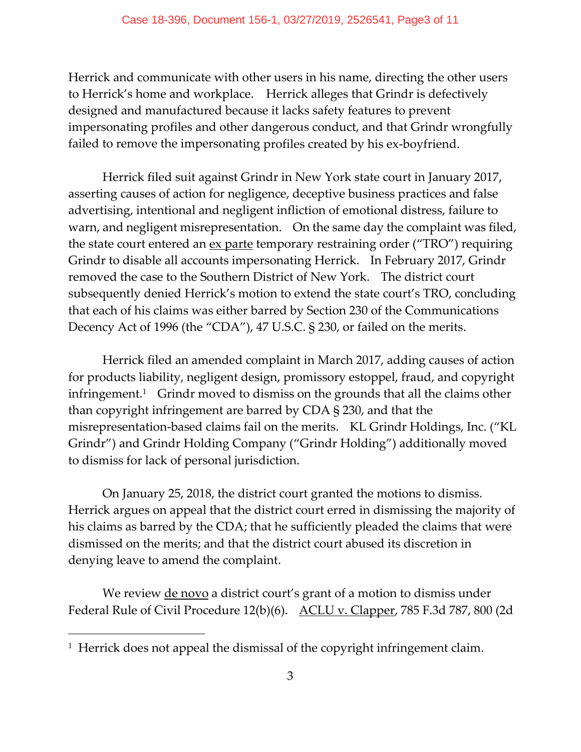Herrick and communicate with other users in his name, directing the other users to Herrick's home and workplace. Herrick alleges that Grindr is defectively designed and manufactured because it lacks safety features to prevent impersonating profiles and other dangerous conduct, and that Grindr wrongfully failed to remove the impersonating profiles created by his ex-boyfriend.

Herrick filed suit against Grindr in New York state court in January 2017, asserting causes of action for negligence, deceptive business practices and false advertising, intentional and negligent infliction of emotional distress, failure to warn, and negligent misrepresentation. On the same day the complaint was filed, the state court entered an ex parte temporary restraining order ("TRO") requiring Grindr to disable all accounts impersonating Herrick. In February 2017, Grindr removed the case to the Southern District of New York. The district court subsequently denied Herrick's motion to extend the state court's TRO, concluding that each of his claims was either barred by Section 230 of the Communications Decency Act of 1996 (the "CDA"), 47 U.S.C. § 230, or failed on the merits.

Herrick filed an amended complaint in March 2017, adding causes of action for products liability, negligent design, promissory estoppel, fraud, and copyright infringement.[1] Grindr moved to dismiss on the grounds that all the claims other than copyright infringement are barred by CDA § 230, and that the misrepresentation-based claims fail on the merits. KL Grindr Holdings, Inc. ("KL Grindr") and Grindr Holding Company ("Grindr Holding") additionally moved to dismiss for lack of personal jurisdiction.

On January 25, 2018, the district court granted the motions to dismiss. Herrick argues on appeal that the district court erred in dismissing the majority of his claims as barred by the CDA; that he sufficiently pleaded the claims that were dismissed on the merits; and that the district court abused its discretion in denying leave to amend the complaint.

We review de novo a district court's grant of a motion to dismiss under Federal Rule of Civil Procedure 12(b)(6). ACLU v. Clapper, 785 F.3d 787, 800 (2d

---

[1] Herrick does not appeal the dismissal of the copyright infringement claim.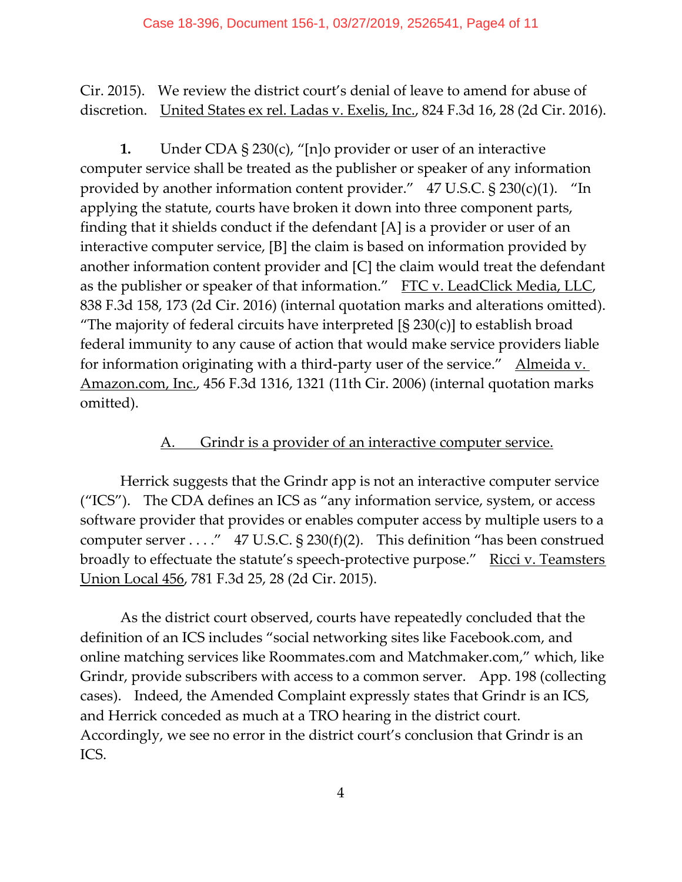Cir. 2015). We review the district court's denial of leave to amend for abuse of discretion. United States ex rel. Ladas v. Exelis, Inc., 824 F.3d 16, 28 (2d Cir. 2016).

**1.** Under CDA § 230(c), "[n]o provider or user of an interactive computer service shall be treated as the publisher or speaker of any information provided by another information content provider." 47 U.S.C. § 230(c)(1). "In applying the statute, courts have broken it down into three component parts, finding that it shields conduct if the defendant [A] is a provider or user of an interactive computer service, [B] the claim is based on information provided by another information content provider and [C] the claim would treat the defendant as the publisher or speaker of that information." FTC v. LeadClick Media, LLC, 838 F.3d 158, 173 (2d Cir. 2016) (internal quotation marks and alterations omitted). "The majority of federal circuits have interpreted [§ 230(c)] to establish broad federal immunity to any cause of action that would make service providers liable for information originating with a third-party user of the service." Almeida v. Amazon.com, Inc., 456 F.3d 1316, 1321 (11th Cir. 2006) (internal quotation marks omitted).

A. Grindr is a provider of an interactive computer service.

Herrick suggests that the Grindr app is not an interactive computer service ("ICS"). The CDA defines an ICS as "any information service, system, or access software provider that provides or enables computer access by multiple users to a computer server . . . ." 47 U.S.C. § 230(f)(2). This definition "has been construed broadly to effectuate the statute's speech-protective purpose." Ricci v. Teamsters Union Local 456, 781 F.3d 25, 28 (2d Cir. 2015).

As the district court observed, courts have repeatedly concluded that the definition of an ICS includes "social networking sites like Facebook.com, and online matching services like Roommates.com and Matchmaker.com," which, like Grindr, provide subscribers with access to a common server. App. 198 (collecting cases). Indeed, the Amended Complaint expressly states that Grindr is an ICS, and Herrick conceded as much at a TRO hearing in the district court. Accordingly, we see no error in the district court's conclusion that Grindr is an ICS.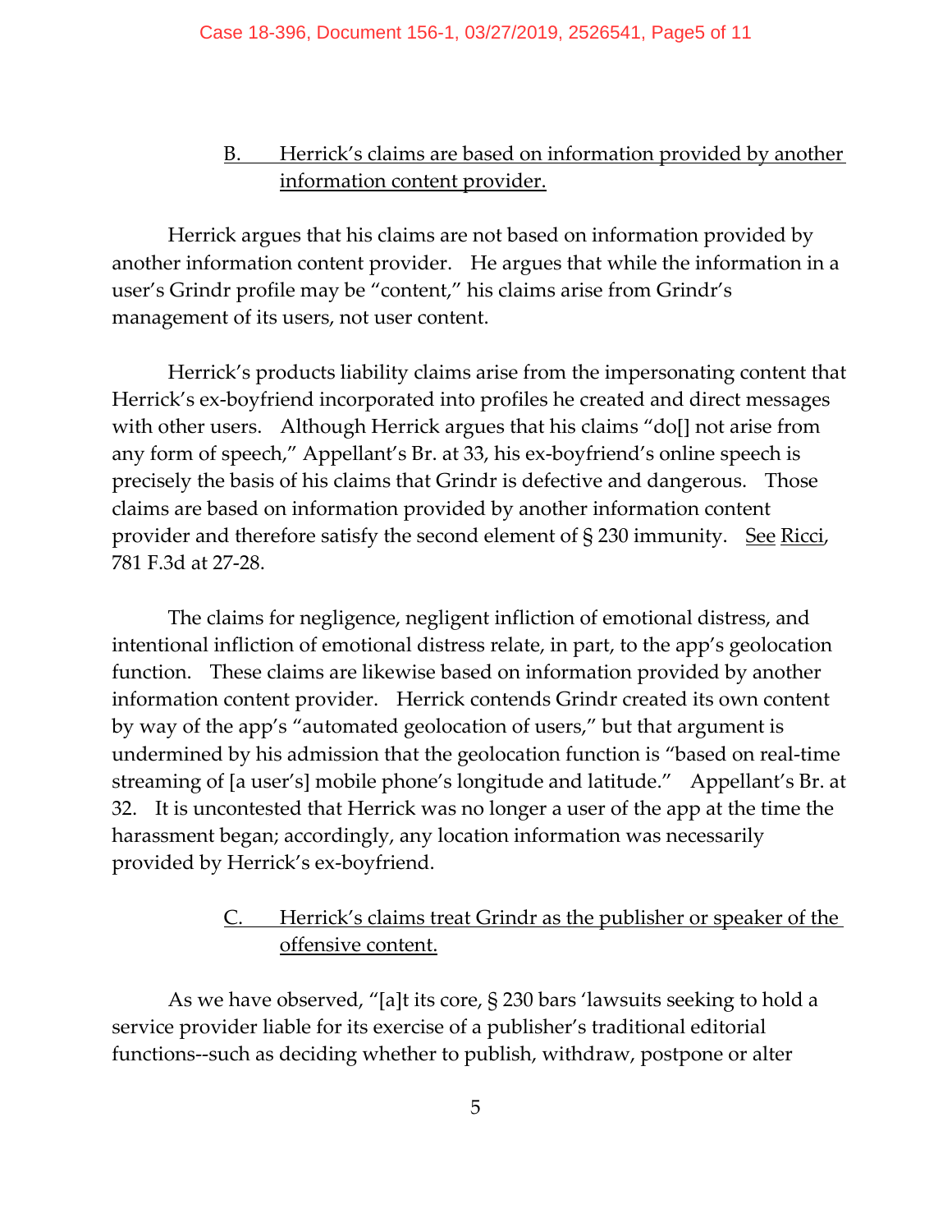### B. Herrick's claims are based on information provided by another information content provider.

Herrick argues that his claims are not based on information provided by another information content provider. He argues that while the information in a user's Grindr profile may be "content," his claims arise from Grindr's management of its users, not user content.

Herrick's products liability claims arise from the impersonating content that Herrick's ex-boyfriend incorporated into profiles he created and direct messages with other users. Although Herrick argues that his claims "do[] not arise from any form of speech," Appellant's Br. at 33, his ex-boyfriend's online speech is precisely the basis of his claims that Grindr is defective and dangerous. Those claims are based on information provided by another information content provider and therefore satisfy the second element of § 230 immunity. See Ricci, 781 F.3d at 27-28.

The claims for negligence, negligent infliction of emotional distress, and intentional infliction of emotional distress relate, in part, to the app's geolocation function. These claims are likewise based on information provided by another information content provider. Herrick contends Grindr created its own content by way of the app's "automated geolocation of users," but that argument is undermined by his admission that the geolocation function is "based on real-time streaming of [a user's] mobile phone's longitude and latitude." Appellant's Br. at 32. It is uncontested that Herrick was no longer a user of the app at the time the harassment began; accordingly, any location information was necessarily provided by Herrick's ex-boyfriend.

### C. Herrick's claims treat Grindr as the publisher or speaker of the offensive content.

As we have observed, "[a]t its core, § 230 bars 'lawsuits seeking to hold a service provider liable for its exercise of a publisher's traditional editorial functions--such as deciding whether to publish, withdraw, postpone or alter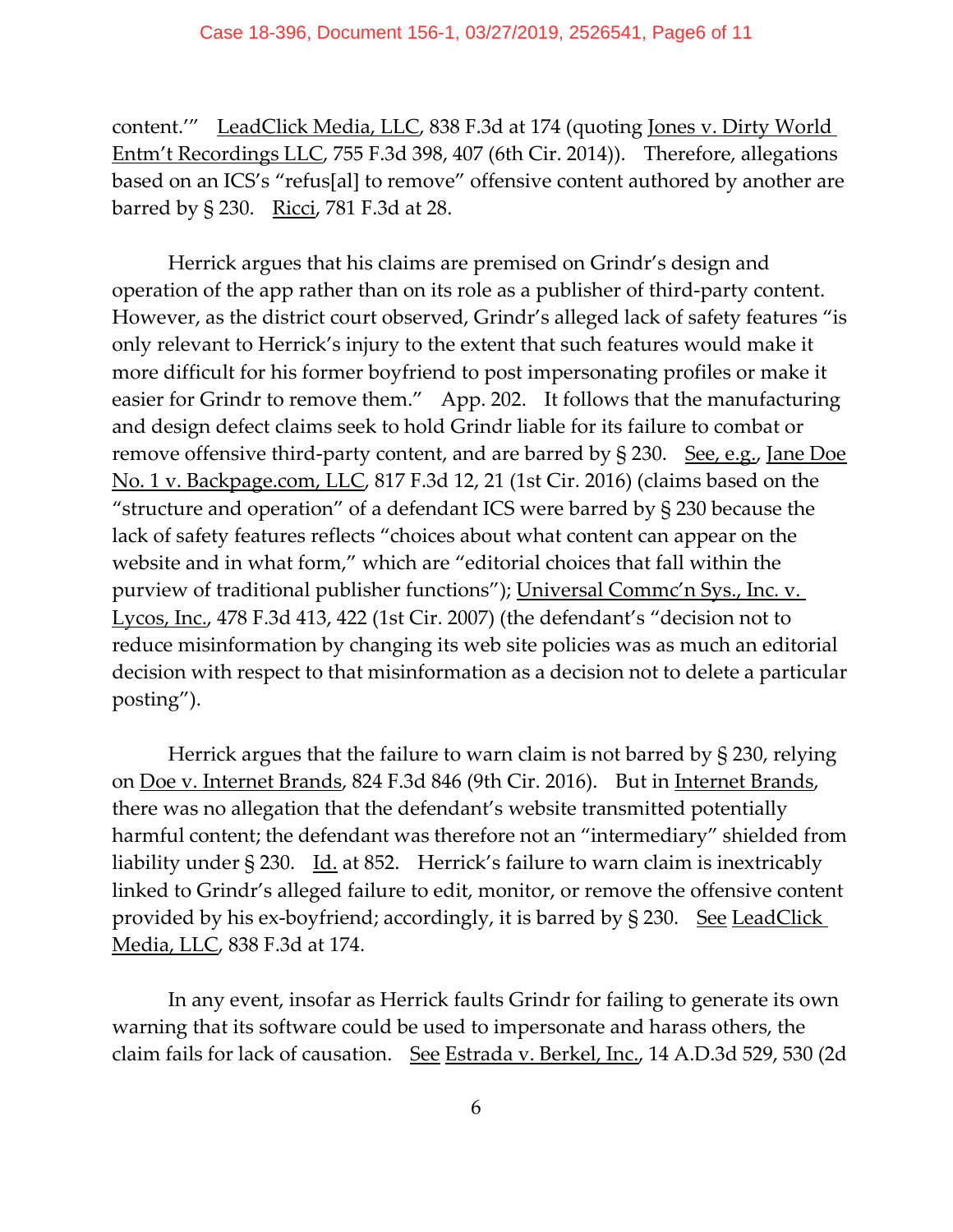content.'" LeadClick Media, LLC, 838 F.3d at 174 (quoting Jones v. Dirty World Entm't Recordings LLC, 755 F.3d 398, 407 (6th Cir. 2014)). Therefore, allegations based on an ICS's "refus[al] to remove" offensive content authored by another are barred by § 230. Ricci, 781 F.3d at 28.

Herrick argues that his claims are premised on Grindr's design and operation of the app rather than on its role as a publisher of third-party content. However, as the district court observed, Grindr's alleged lack of safety features "is only relevant to Herrick's injury to the extent that such features would make it more difficult for his former boyfriend to post impersonating profiles or make it easier for Grindr to remove them." App. 202. It follows that the manufacturing and design defect claims seek to hold Grindr liable for its failure to combat or remove offensive third-party content, and are barred by § 230. See, e.g., Jane Doe No. 1 v. Backpage.com, LLC, 817 F.3d 12, 21 (1st Cir. 2016) (claims based on the "structure and operation" of a defendant ICS were barred by § 230 because the lack of safety features reflects "choices about what content can appear on the website and in what form," which are "editorial choices that fall within the purview of traditional publisher functions"); Universal Commc'n Sys., Inc. v. Lycos, Inc., 478 F.3d 413, 422 (1st Cir. 2007) (the defendant's "decision not to reduce misinformation by changing its web site policies was as much an editorial decision with respect to that misinformation as a decision not to delete a particular posting").

Herrick argues that the failure to warn claim is not barred by § 230, relying on Doe v. Internet Brands, 824 F.3d 846 (9th Cir. 2016). But in Internet Brands, there was no allegation that the defendant's website transmitted potentially harmful content; the defendant was therefore not an "intermediary" shielded from liability under § 230. Id. at 852. Herrick's failure to warn claim is inextricably linked to Grindr's alleged failure to edit, monitor, or remove the offensive content provided by his ex-boyfriend; accordingly, it is barred by § 230. See LeadClick Media, LLC, 838 F.3d at 174.

In any event, insofar as Herrick faults Grindr for failing to generate its own warning that its software could be used to impersonate and harass others, the claim fails for lack of causation. See Estrada v. Berkel, Inc., 14 A.D.3d 529, 530 (2d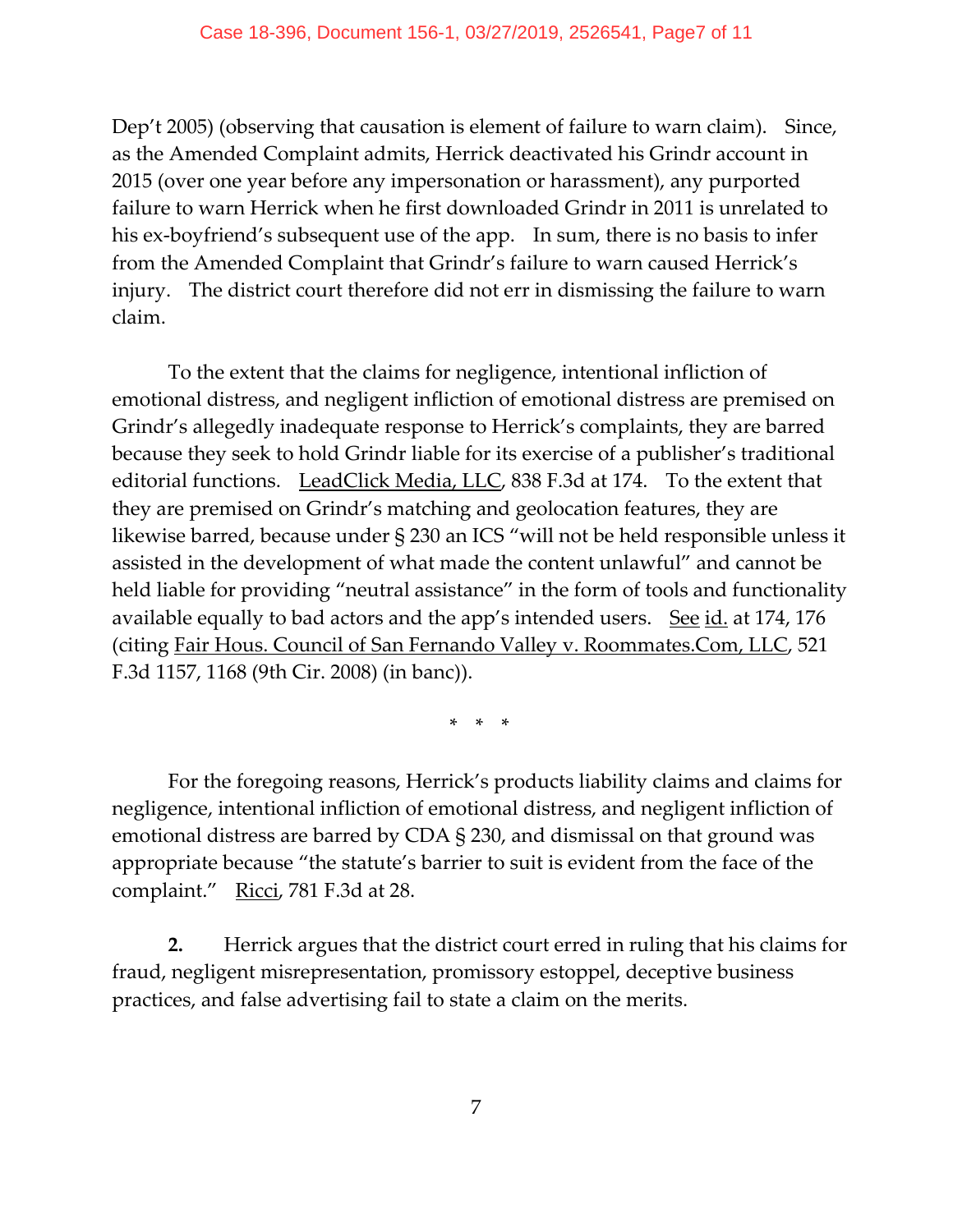Dep't 2005) (observing that causation is element of failure to warn claim). Since, as the Amended Complaint admits, Herrick deactivated his Grindr account in 2015 (over one year before any impersonation or harassment), any purported failure to warn Herrick when he first downloaded Grindr in 2011 is unrelated to his ex-boyfriend's subsequent use of the app. In sum, there is no basis to infer from the Amended Complaint that Grindr's failure to warn caused Herrick's injury. The district court therefore did not err in dismissing the failure to warn claim.

To the extent that the claims for negligence, intentional infliction of emotional distress, and negligent infliction of emotional distress are premised on Grindr's allegedly inadequate response to Herrick's complaints, they are barred because they seek to hold Grindr liable for its exercise of a publisher's traditional editorial functions. LeadClick Media, LLC, 838 F.3d at 174. To the extent that they are premised on Grindr's matching and geolocation features, they are likewise barred, because under § 230 an ICS "will not be held responsible unless it assisted in the development of what made the content unlawful" and cannot be held liable for providing "neutral assistance" in the form of tools and functionality available equally to bad actors and the app's intended users. See id. at 174, 176 (citing Fair Hous. Council of San Fernando Valley v. Roommates.Com, LLC, 521 F.3d 1157, 1168 (9th Cir. 2008) (in banc)).

\* \* \*

For the foregoing reasons, Herrick's products liability claims and claims for negligence, intentional infliction of emotional distress, and negligent infliction of emotional distress are barred by CDA § 230, and dismissal on that ground was appropriate because "the statute's barrier to suit is evident from the face of the complaint." Ricci, 781 F.3d at 28.

**2.** Herrick argues that the district court erred in ruling that his claims for fraud, negligent misrepresentation, promissory estoppel, deceptive business practices, and false advertising fail to state a claim on the merits.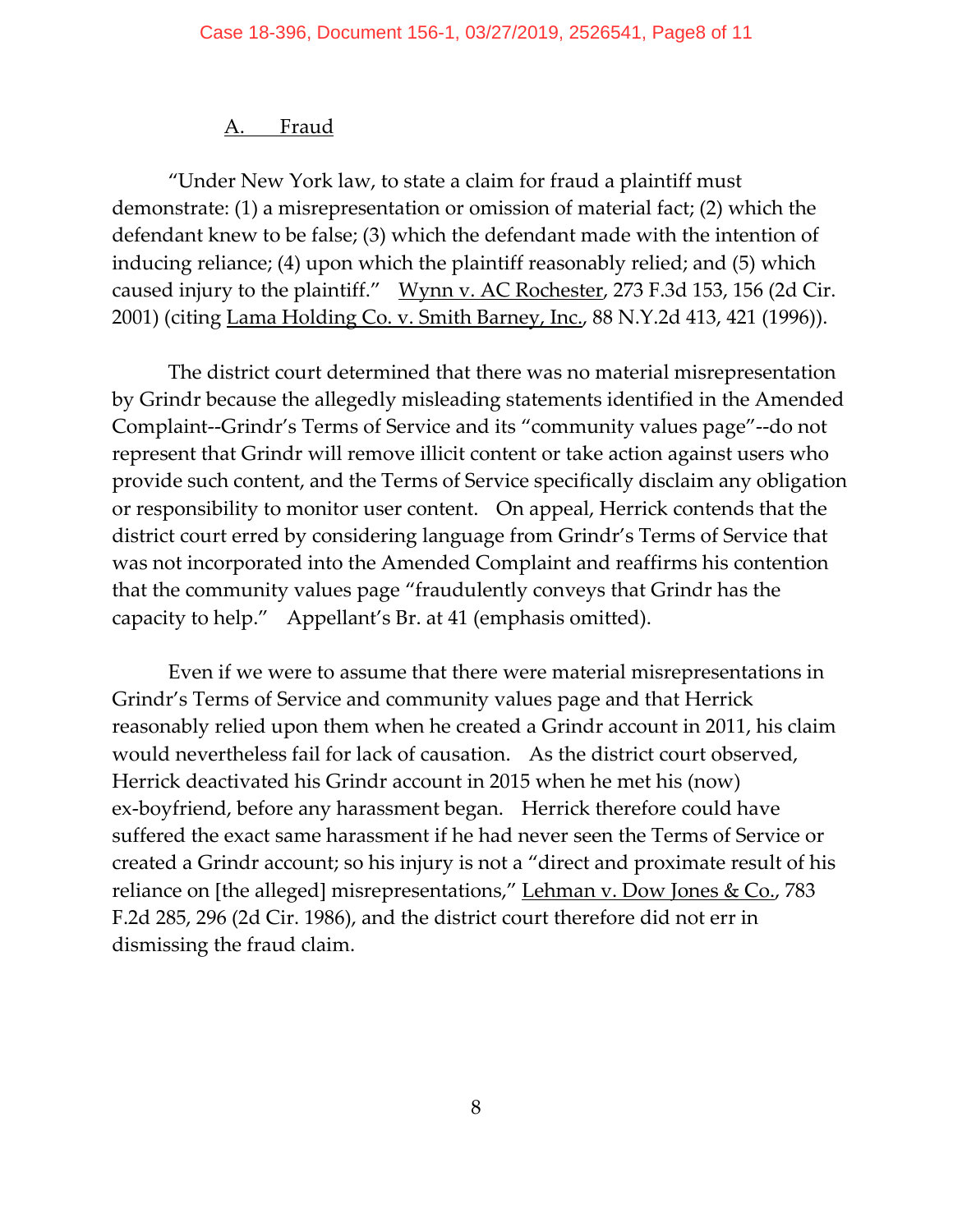### A. Fraud

"Under New York law, to state a claim for fraud a plaintiff must demonstrate: (1) a misrepresentation or omission of material fact; (2) which the defendant knew to be false; (3) which the defendant made with the intention of inducing reliance; (4) upon which the plaintiff reasonably relied; and (5) which caused injury to the plaintiff." Wynn v. AC Rochester, 273 F.3d 153, 156 (2d Cir. 2001) (citing Lama Holding Co. v. Smith Barney, Inc., 88 N.Y.2d 413, 421 (1996)).

The district court determined that there was no material misrepresentation by Grindr because the allegedly misleading statements identified in the Amended Complaint--Grindr's Terms of Service and its "community values page"--do not represent that Grindr will remove illicit content or take action against users who provide such content, and the Terms of Service specifically disclaim any obligation or responsibility to monitor user content. On appeal, Herrick contends that the district court erred by considering language from Grindr's Terms of Service that was not incorporated into the Amended Complaint and reaffirms his contention that the community values page "fraudulently conveys that Grindr has the capacity to help." Appellant's Br. at 41 (emphasis omitted).

Even if we were to assume that there were material misrepresentations in Grindr's Terms of Service and community values page and that Herrick reasonably relied upon them when he created a Grindr account in 2011, his claim would nevertheless fail for lack of causation. As the district court observed, Herrick deactivated his Grindr account in 2015 when he met his (now) ex-boyfriend, before any harassment began. Herrick therefore could have suffered the exact same harassment if he had never seen the Terms of Service or created a Grindr account; so his injury is not a "direct and proximate result of his reliance on [the alleged] misrepresentations," Lehman v. Dow Jones & Co., 783 F.2d 285, 296 (2d Cir. 1986), and the district court therefore did not err in dismissing the fraud claim.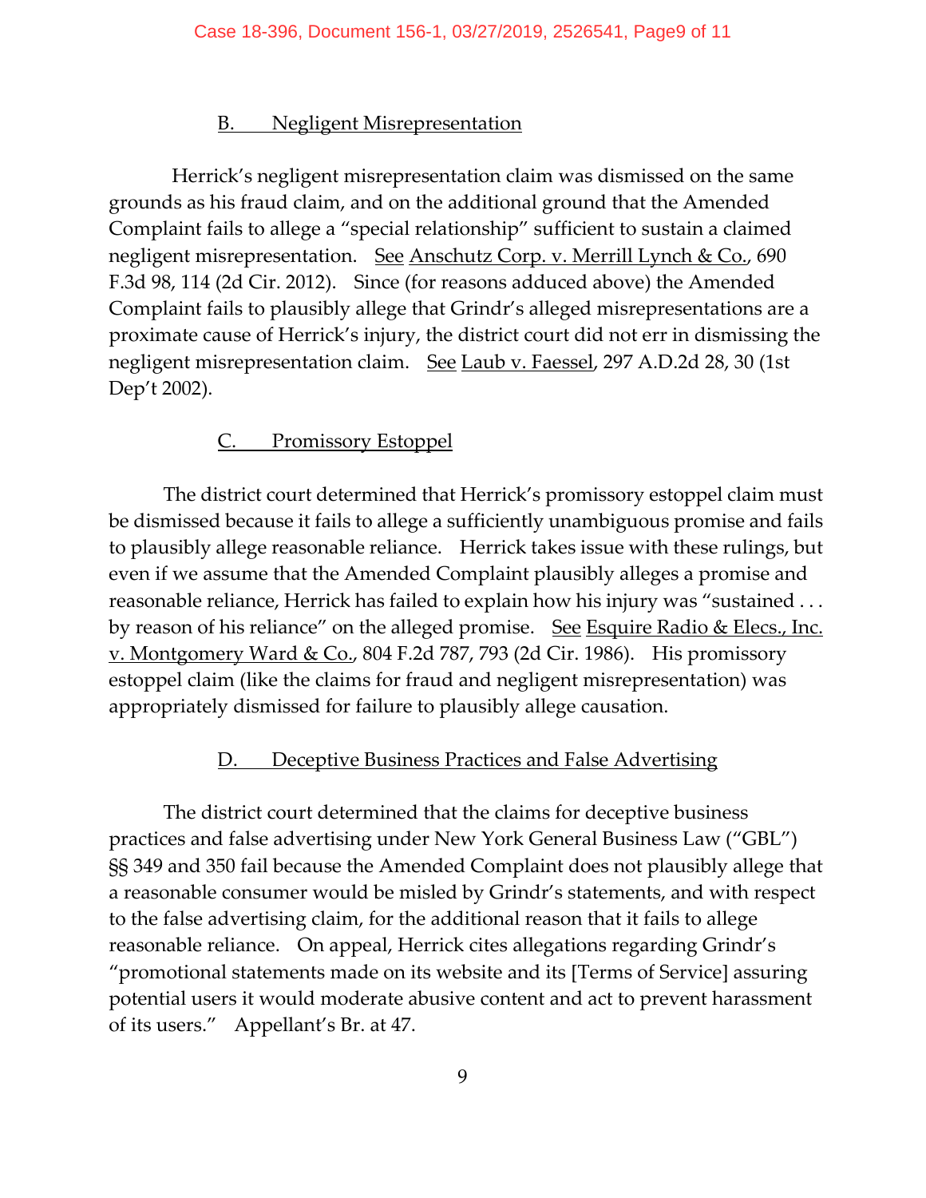### B. Negligent Misrepresentation

Herrick's negligent misrepresentation claim was dismissed on the same grounds as his fraud claim, and on the additional ground that the Amended Complaint fails to allege a "special relationship" sufficient to sustain a claimed negligent misrepresentation. See Anschutz Corp. v. Merrill Lynch & Co., 690 F.3d 98, 114 (2d Cir. 2012). Since (for reasons adduced above) the Amended Complaint fails to plausibly allege that Grindr's alleged misrepresentations are a proximate cause of Herrick's injury, the district court did not err in dismissing the negligent misrepresentation claim. See Laub v. Faessel, 297 A.D.2d 28, 30 (1st Dep't 2002).

### C. Promissory Estoppel

The district court determined that Herrick's promissory estoppel claim must be dismissed because it fails to allege a sufficiently unambiguous promise and fails to plausibly allege reasonable reliance. Herrick takes issue with these rulings, but even if we assume that the Amended Complaint plausibly alleges a promise and reasonable reliance, Herrick has failed to explain how his injury was "sustained . . . by reason of his reliance" on the alleged promise. See Esquire Radio & Elecs., Inc. v. Montgomery Ward & Co., 804 F.2d 787, 793 (2d Cir. 1986). His promissory estoppel claim (like the claims for fraud and negligent misrepresentation) was appropriately dismissed for failure to plausibly allege causation.

### D. Deceptive Business Practices and False Advertising

The district court determined that the claims for deceptive business practices and false advertising under New York General Business Law ("GBL") §§ 349 and 350 fail because the Amended Complaint does not plausibly allege that a reasonable consumer would be misled by Grindr's statements, and with respect to the false advertising claim, for the additional reason that it fails to allege reasonable reliance. On appeal, Herrick cites allegations regarding Grindr's "promotional statements made on its website and its [Terms of Service] assuring potential users it would moderate abusive content and act to prevent harassment of its users." Appellant's Br. at 47.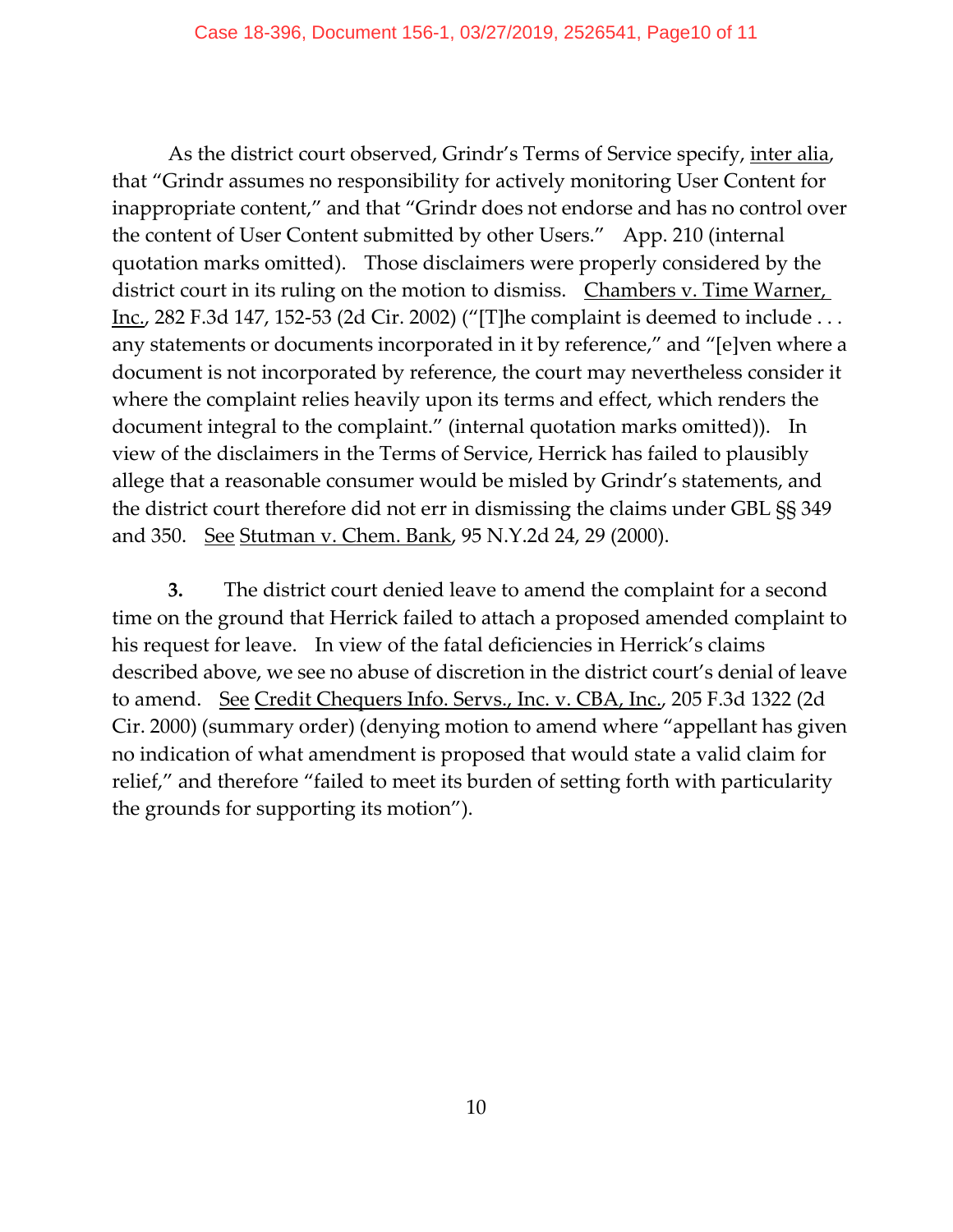As the district court observed, Grindr's Terms of Service specify, inter alia, that "Grindr assumes no responsibility for actively monitoring User Content for inappropriate content," and that "Grindr does not endorse and has no control over the content of User Content submitted by other Users." App. 210 (internal quotation marks omitted). Those disclaimers were properly considered by the district court in its ruling on the motion to dismiss. Chambers v. Time Warner, Inc., 282 F.3d 147, 152-53 (2d Cir. 2002) ("[T]he complaint is deemed to include . . . any statements or documents incorporated in it by reference," and "[e]ven where a document is not incorporated by reference, the court may nevertheless consider it where the complaint relies heavily upon its terms and effect, which renders the document integral to the complaint." (internal quotation marks omitted)). In view of the disclaimers in the Terms of Service, Herrick has failed to plausibly allege that a reasonable consumer would be misled by Grindr's statements, and the district court therefore did not err in dismissing the claims under GBL §§ 349 and 350. See Stutman v. Chem. Bank, 95 N.Y.2d 24, 29 (2000).

**3.** The district court denied leave to amend the complaint for a second time on the ground that Herrick failed to attach a proposed amended complaint to his request for leave. In view of the fatal deficiencies in Herrick's claims described above, we see no abuse of discretion in the district court's denial of leave to amend. See Credit Chequers Info. Servs., Inc. v. CBA, Inc., 205 F.3d 1322 (2d Cir. 2000) (summary order) (denying motion to amend where "appellant has given no indication of what amendment is proposed that would state a valid claim for relief," and therefore "failed to meet its burden of setting forth with particularity the grounds for supporting its motion").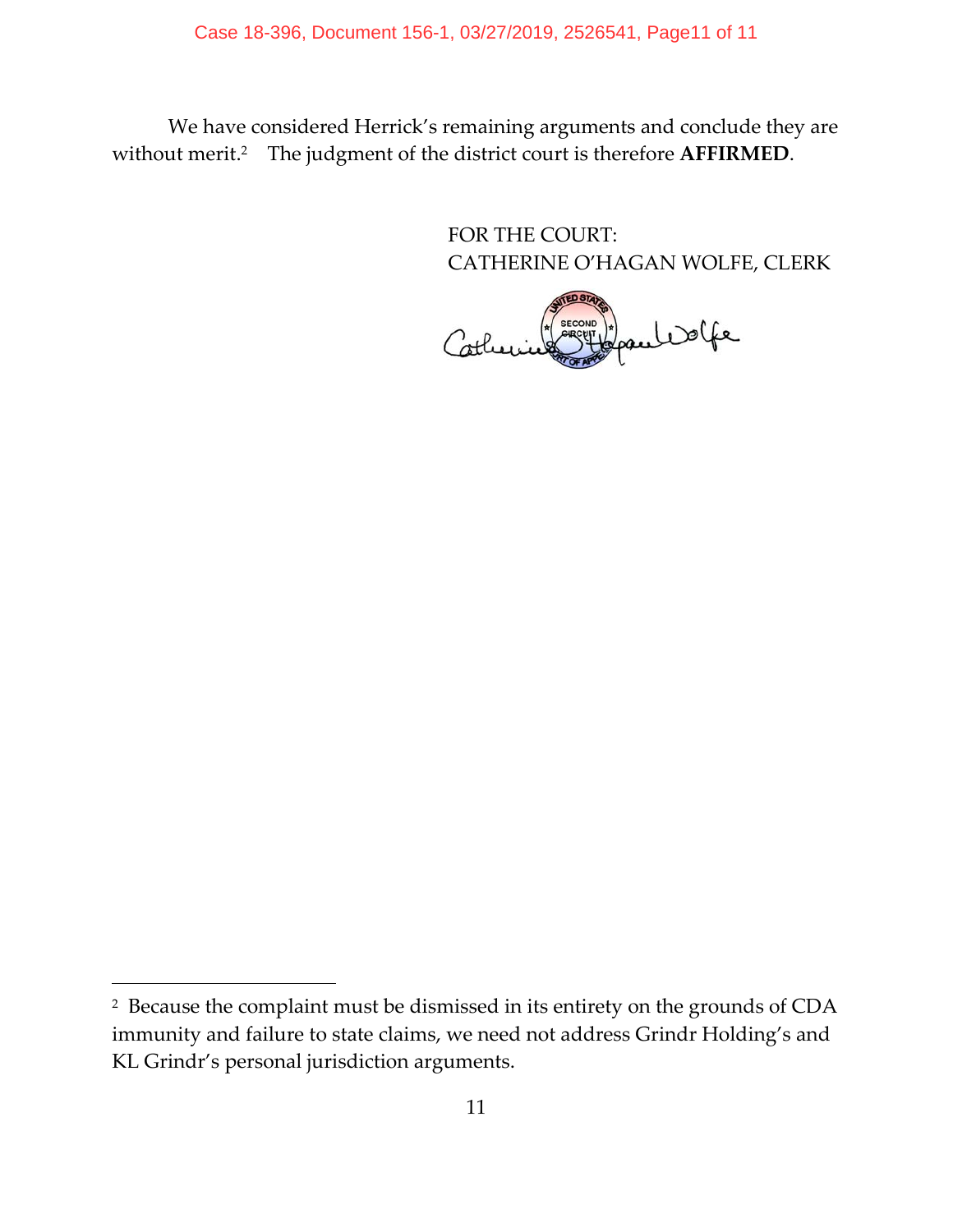We have considered Herrick's remaining arguments and conclude they are without merit.[2] The judgment of the district court is therefore **AFFIRMED**.

FOR THE COURT:
CATHERINE O'HAGAN WOLFE, CLERK

[2] Because the complaint must be dismissed in its entirety on the grounds of CDA immunity and failure to state claims, we need not address Grindr Holding's and KL Grindr's personal jurisdiction arguments.